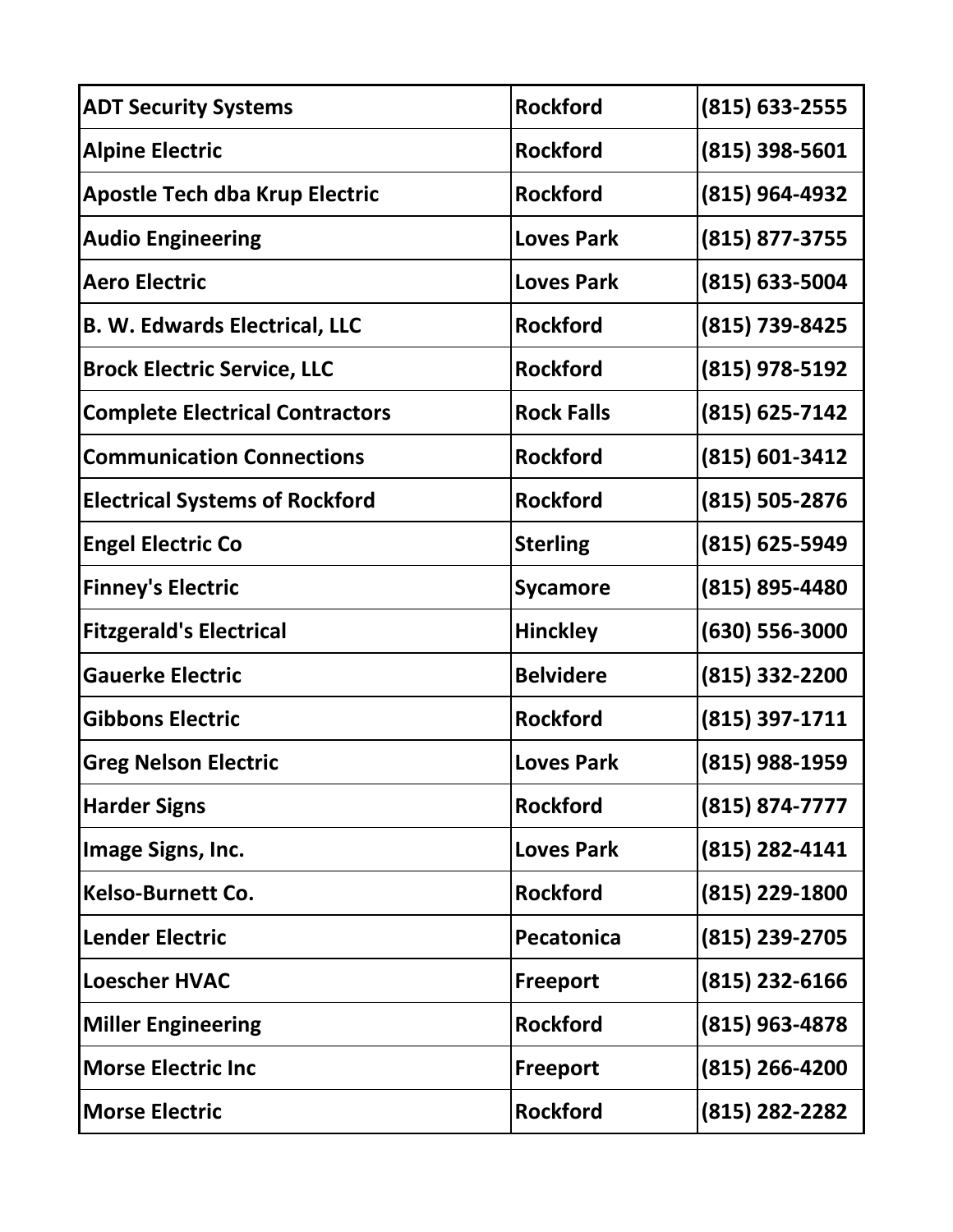| | | |
|---|---|---|
| **ADT Security Systems** | **Rockford** | **(815) 633-2555** |
| **Alpine Electric** | **Rockford** | **(815) 398-5601** |
| **Apostle Tech dba Krup Electric** | **Rockford** | **(815) 964-4932** |
| **Audio Engineering** | **Loves Park** | **(815) 877-3755** |
| **Aero Electric** | **Loves Park** | **(815) 633-5004** |
| **B. W. Edwards Electrical, LLC** | **Rockford** | **(815) 739-8425** |
| **Brock Electric Service, LLC** | **Rockford** | **(815) 978-5192** |
| **Complete Electrical Contractors** | **Rock Falls** | **(815) 625-7142** |
| **Communication Connections** | **Rockford** | **(815) 601-3412** |
| **Electrical Systems of Rockford** | **Rockford** | **(815) 505-2876** |
| **Engel Electric Co** | **Sterling** | **(815) 625-5949** |
| **Finney's Electric** | **Sycamore** | **(815) 895-4480** |
| **Fitzgerald's Electrical** | **Hinckley** | **(630) 556-3000** |
| **Gauerke Electric** | **Belvidere** | **(815) 332-2200** |
| **Gibbons Electric** | **Rockford** | **(815) 397-1711** |
| **Greg Nelson Electric** | **Loves Park** | **(815) 988-1959** |
| **Harder Signs** | **Rockford** | **(815) 874-7777** |
| **Image Signs, Inc.** | **Loves Park** | **(815) 282-4141** |
| **Kelso-Burnett Co.** | **Rockford** | **(815) 229-1800** |
| **Lender Electric** | **Pecatonica** | **(815) 239-2705** |
| **Loescher HVAC** | **Freeport** | **(815) 232-6166** |
| **Miller Engineering** | **Rockford** | **(815) 963-4878** |
| **Morse Electric Inc** | **Freeport** | **(815) 266-4200** |
| **Morse Electric** | **Rockford** | **(815) 282-2282** |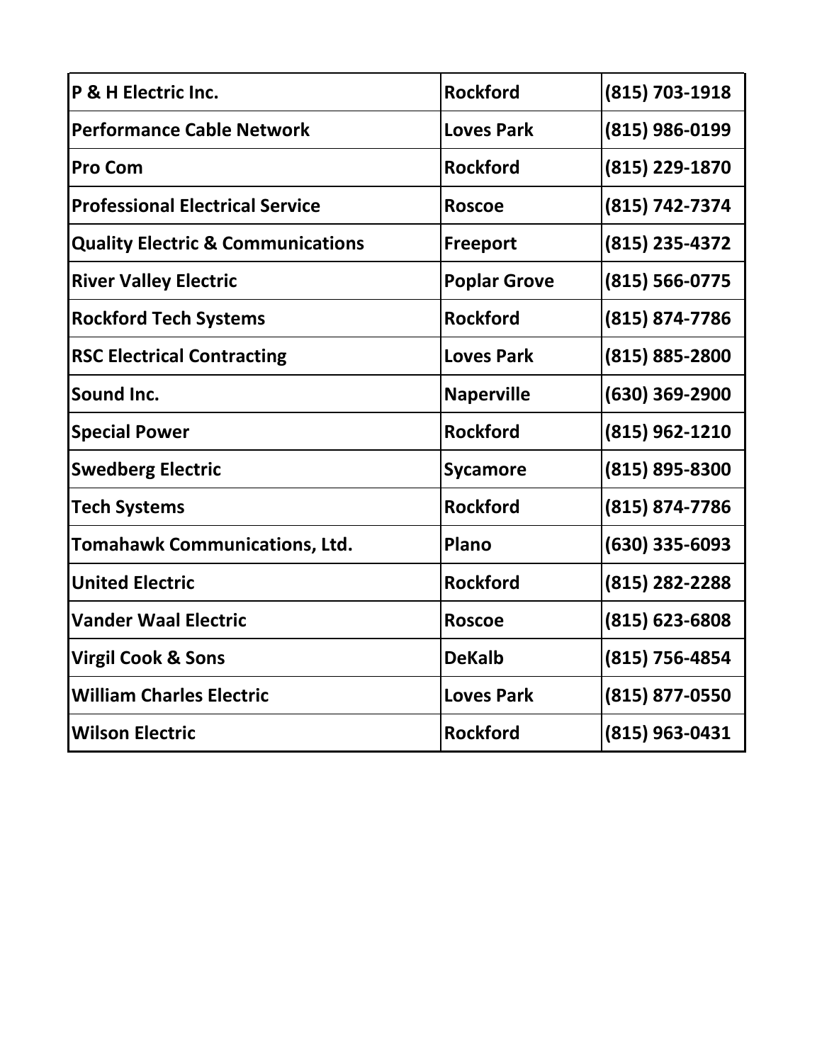| | | |
|---|---|---|
| **P & H Electric Inc.** | **Rockford** | **(815) 703-1918** |
| **Performance Cable Network** | **Loves Park** | **(815) 986-0199** |
| **Pro Com** | **Rockford** | **(815) 229-1870** |
| **Professional Electrical Service** | **Roscoe** | **(815) 742-7374** |
| **Quality Electric & Communications** | **Freeport** | **(815) 235-4372** |
| **River Valley Electric** | **Poplar Grove** | **(815) 566-0775** |
| **Rockford Tech Systems** | **Rockford** | **(815) 874-7786** |
| **RSC Electrical Contracting** | **Loves Park** | **(815) 885-2800** |
| **Sound Inc.** | **Naperville** | **(630) 369-2900** |
| **Special Power** | **Rockford** | **(815) 962-1210** |
| **Swedberg Electric** | **Sycamore** | **(815) 895-8300** |
| **Tech Systems** | **Rockford** | **(815) 874-7786** |
| **Tomahawk Communications, Ltd.** | **Plano** | **(630) 335-6093** |
| **United Electric** | **Rockford** | **(815) 282-2288** |
| **Vander Waal Electric** | **Roscoe** | **(815) 623-6808** |
| **Virgil Cook & Sons** | **DeKalb** | **(815) 756-4854** |
| **William Charles Electric** | **Loves Park** | **(815) 877-0550** |
| **Wilson Electric** | **Rockford** | **(815) 963-0431** |